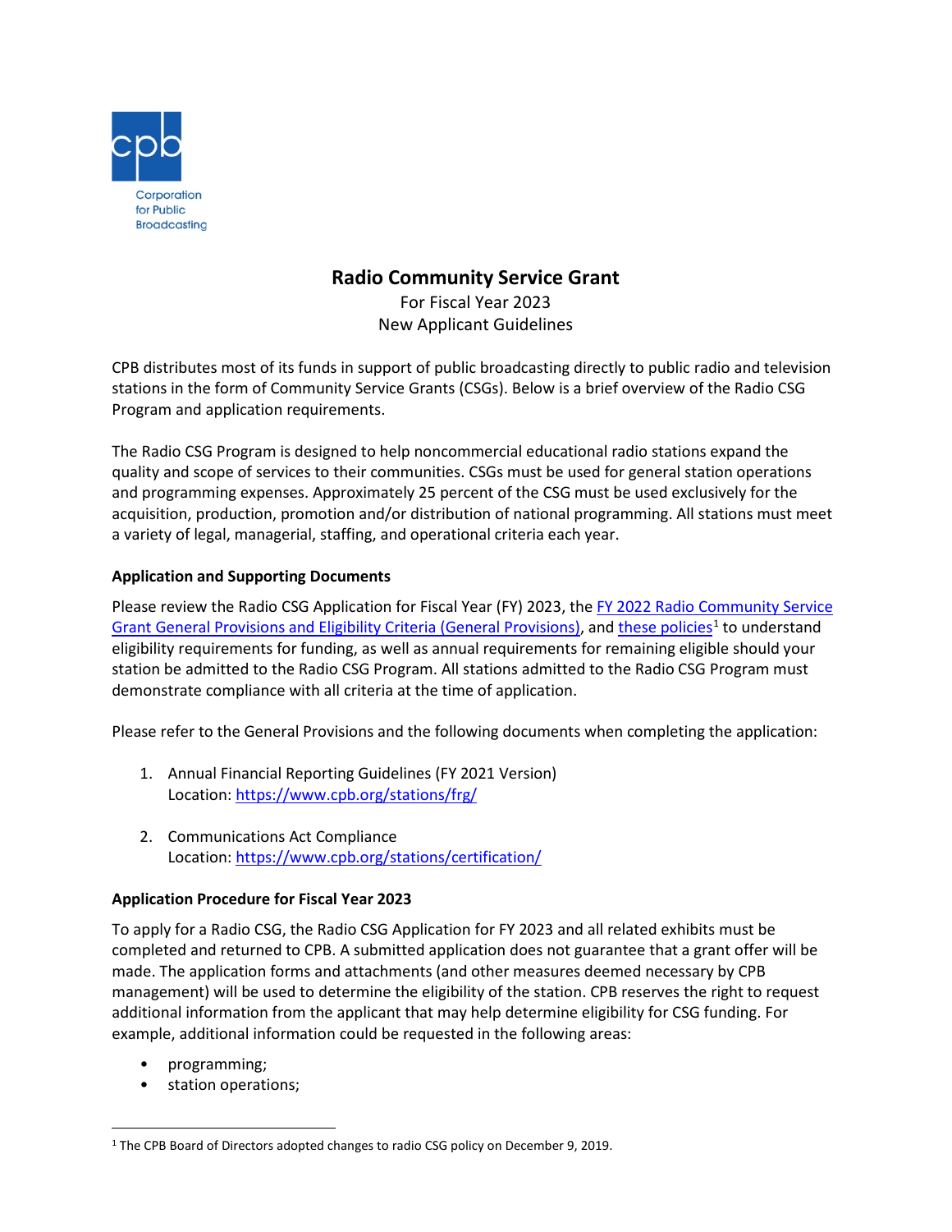# Radio Community Service Grant

For Fiscal Year 2023
New Applicant Guidelines

CPB distributes most of its funds in support of public broadcasting directly to public radio and television stations in the form of Community Service Grants (CSGs). Below is a brief overview of the Radio CSG Program and application requirements.

The Radio CSG Program is designed to help noncommercial educational radio stations expand the quality and scope of services to their communities. CSGs must be used for general station operations and programming expenses. Approximately 25 percent of the CSG must be used exclusively for the acquisition, production, promotion and/or distribution of national programming. All stations must meet a variety of legal, managerial, staffing, and operational criteria each year.

**Application and Supporting Documents**

Please review the Radio CSG Application for Fiscal Year (FY) 2023, the FY 2022 Radio Community Service Grant General Provisions and Eligibility Criteria (General Provisions), and these policies[1] to understand eligibility requirements for funding, as well as annual requirements for remaining eligible should your station be admitted to the Radio CSG Program. All stations admitted to the Radio CSG Program must demonstrate compliance with all criteria at the time of application.

Please refer to the General Provisions and the following documents when completing the application:

1. Annual Financial Reporting Guidelines (FY 2021 Version)
   Location: https://www.cpb.org/stations/frg/

2. Communications Act Compliance
   Location: https://www.cpb.org/stations/certification/

**Application Procedure for Fiscal Year 2023**

To apply for a Radio CSG, the Radio CSG Application for FY 2023 and all related exhibits must be completed and returned to CPB. A submitted application does not guarantee that a grant offer will be made. The application forms and attachments (and other measures deemed necessary by CPB management) will be used to determine the eligibility of the station. CPB reserves the right to request additional information from the applicant that may help determine eligibility for CSG funding. For example, additional information could be requested in the following areas:

- programming;
- station operations;

[1] The CPB Board of Directors adopted changes to radio CSG policy on December 9, 2019.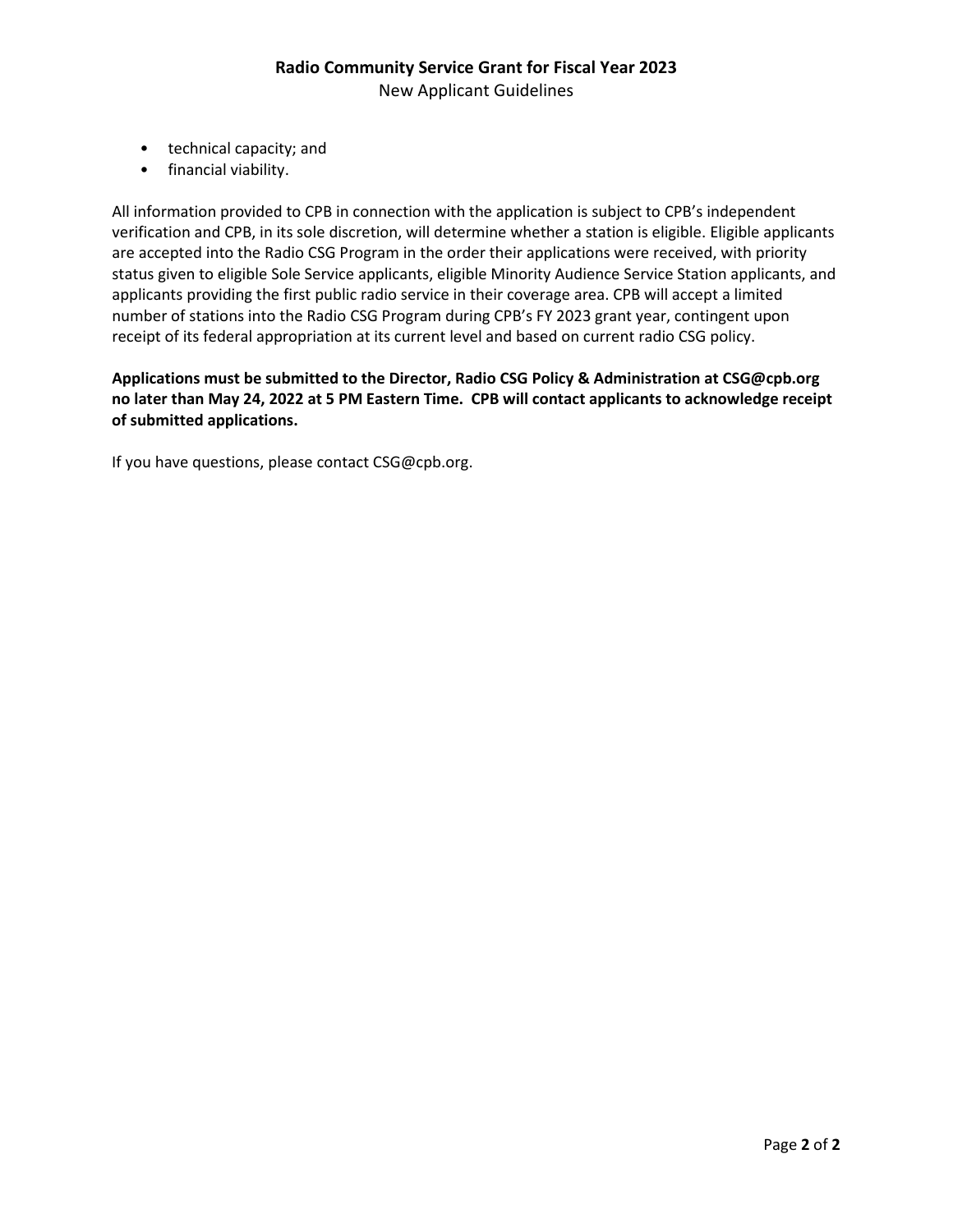- technical capacity; and
- financial viability.

All information provided to CPB in connection with the application is subject to CPB's independent verification and CPB, in its sole discretion, will determine whether a station is eligible. Eligible applicants are accepted into the Radio CSG Program in the order their applications were received, with priority status given to eligible Sole Service applicants, eligible Minority Audience Service Station applicants, and applicants providing the first public radio service in their coverage area. CPB will accept a limited number of stations into the Radio CSG Program during CPB's FY 2023 grant year, contingent upon receipt of its federal appropriation at its current level and based on current radio CSG policy.

**Applications must be submitted to the Director, Radio CSG Policy & Administration at CSG@cpb.org no later than May 24, 2022 at 5 PM Eastern Time. CPB will contact applicants to acknowledge receipt of submitted applications.**

If you have questions, please contact CSG@cpb.org.